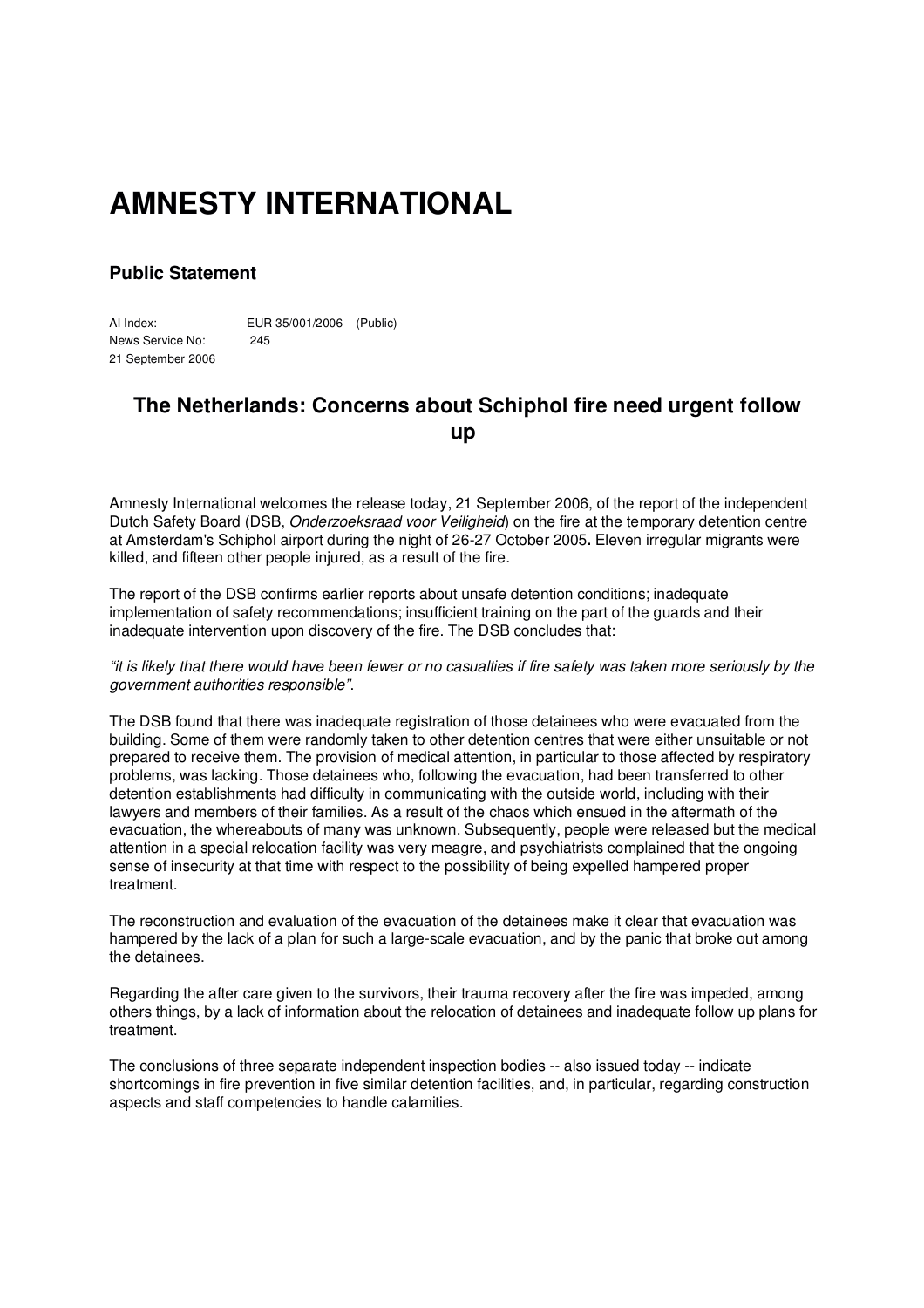# AMNESTY INTERNATIONAL

### Public Statement

AI Index: EUR 35/001/2006 (Public)
News Service No: 245
21 September 2006

## The Netherlands: Concerns about Schiphol fire need urgent follow up

Amnesty International welcomes the release today, 21 September 2006, of the report of the independent Dutch Safety Board (DSB, *Onderzoeksraad voor Veiligheid*) on the fire at the temporary detention centre at Amsterdam's Schiphol airport during the night of 26-27 October 2005**.** Eleven irregular migrants were killed, and fifteen other people injured, as a result of the fire.

The report of the DSB confirms earlier reports about unsafe detention conditions; inadequate implementation of safety recommendations; insufficient training on the part of the guards and their inadequate intervention upon discovery of the fire. The DSB concludes that:

*"it is likely that there would have been fewer or no casualties if fire safety was taken more seriously by the government authorities responsible"*.

The DSB found that there was inadequate registration of those detainees who were evacuated from the building. Some of them were randomly taken to other detention centres that were either unsuitable or not prepared to receive them. The provision of medical attention, in particular to those affected by respiratory problems, was lacking. Those detainees who, following the evacuation, had been transferred to other detention establishments had difficulty in communicating with the outside world, including with their lawyers and members of their families. As a result of the chaos which ensued in the aftermath of the evacuation, the whereabouts of many was unknown. Subsequently, people were released but the medical attention in a special relocation facility was very meagre, and psychiatrists complained that the ongoing sense of insecurity at that time with respect to the possibility of being expelled hampered proper treatment.

The reconstruction and evaluation of the evacuation of the detainees make it clear that evacuation was hampered by the lack of a plan for such a large-scale evacuation, and by the panic that broke out among the detainees.

Regarding the after care given to the survivors, their trauma recovery after the fire was impeded, among others things, by a lack of information about the relocation of detainees and inadequate follow up plans for treatment.

The conclusions of three separate independent inspection bodies -- also issued today -- indicate shortcomings in fire prevention in five similar detention facilities, and, in particular, regarding construction aspects and staff competencies to handle calamities.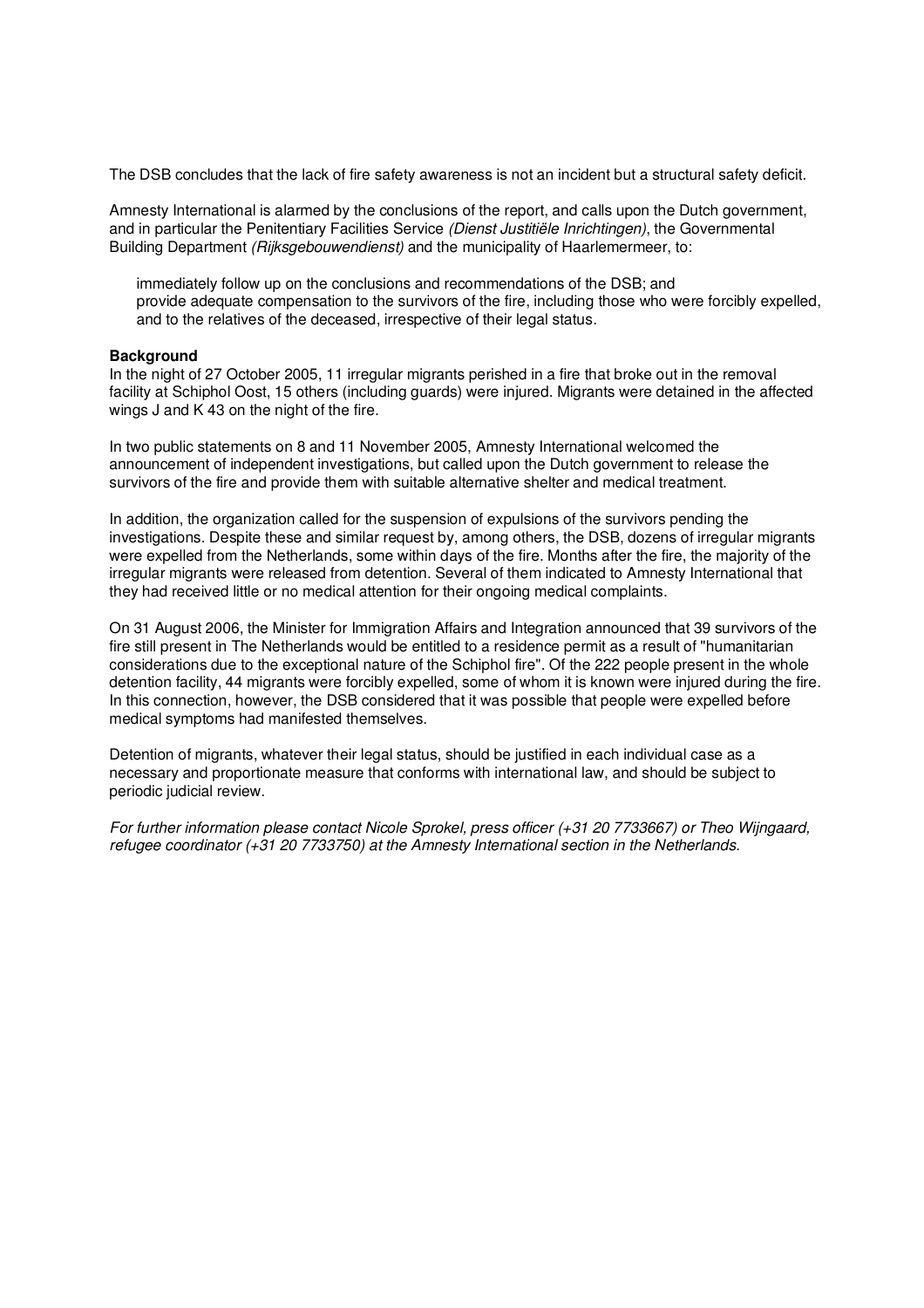The DSB concludes that the lack of fire safety awareness is not an incident but a structural safety deficit.

Amnesty International is alarmed by the conclusions of the report, and calls upon the Dutch government, and in particular the Penitentiary Facilities Service *(Dienst Justitiële Inrichtingen)*, the Governmental Building Department *(Rijksgebouwendienst)* and the municipality of Haarlemermeer, to:

- immediately follow up on the conclusions and recommendations of the DSB; and
- provide adequate compensation to the survivors of the fire, including those who were forcibly expelled, and to the relatives of the deceased, irrespective of their legal status.

**Background**

In the night of 27 October 2005, 11 irregular migrants perished in a fire that broke out in the removal facility at Schiphol Oost, 15 others (including guards) were injured. Migrants were detained in the affected wings J and K 43 on the night of the fire.

In two public statements on 8 and 11 November 2005, Amnesty International welcomed the announcement of independent investigations, but called upon the Dutch government to release the survivors of the fire and provide them with suitable alternative shelter and medical treatment.

In addition, the organization called for the suspension of expulsions of the survivors pending the investigations. Despite these and similar request by, among others, the DSB, dozens of irregular migrants were expelled from the Netherlands, some within days of the fire. Months after the fire, the majority of the irregular migrants were released from detention. Several of them indicated to Amnesty International that they had received little or no medical attention for their ongoing medical complaints.

On 31 August 2006, the Minister for Immigration Affairs and Integration announced that 39 survivors of the fire still present in The Netherlands would be entitled to a residence permit as a result of "humanitarian considerations due to the exceptional nature of the Schiphol fire". Of the 222 people present in the whole detention facility, 44 migrants were forcibly expelled, some of whom it is known were injured during the fire. In this connection, however, the DSB considered that it was possible that people were expelled before medical symptoms had manifested themselves.

Detention of migrants, whatever their legal status, should be justified in each individual case as a necessary and proportionate measure that conforms with international law, and should be subject to periodic judicial review.

*For further information please contact Nicole Sprokel, press officer (+31 20 7733667) or Theo Wijngaard, refugee coordinator (+31 20 7733750) at the Amnesty International section in the Netherlands.*